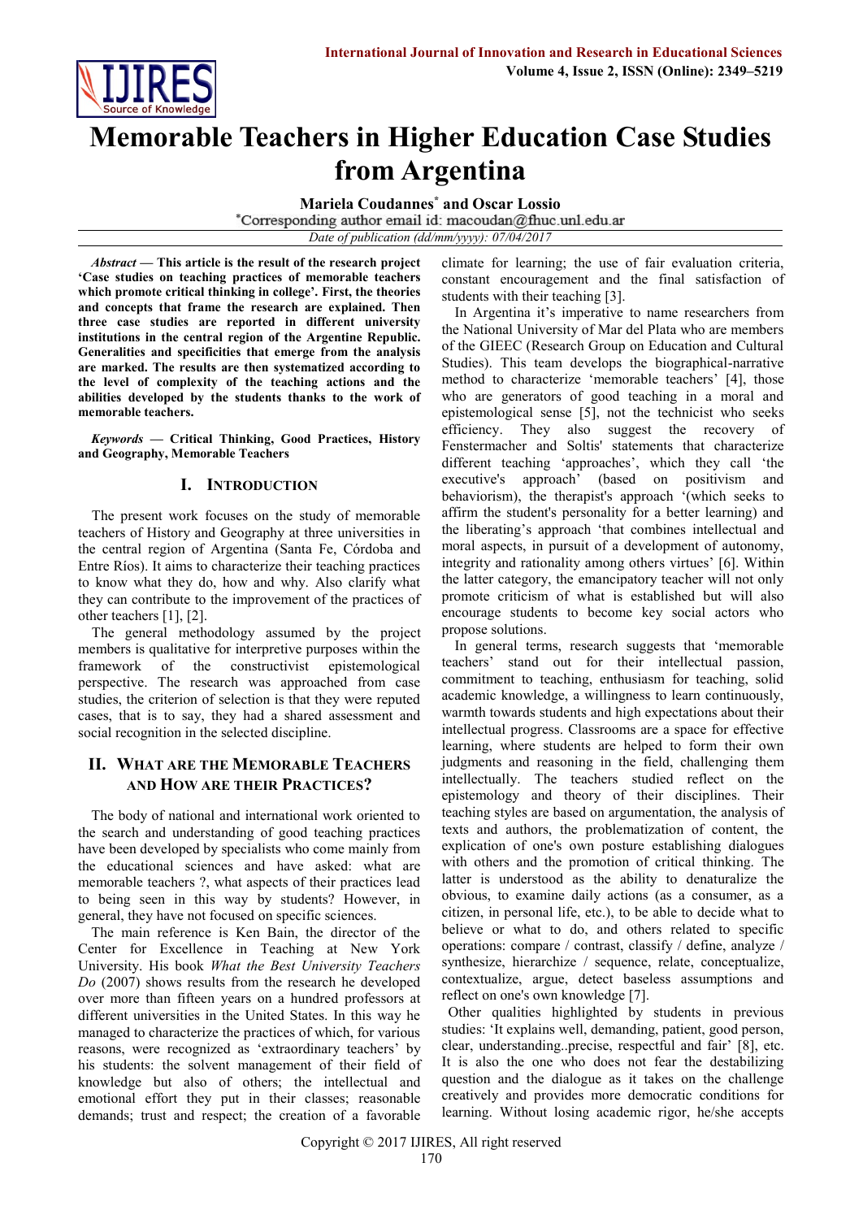# Memorable Teachers in Higher Education Case Studies from Argentina

**Mariela Coudannes*** **and Oscar Lossio**

*Corresponding author email id: macoudan@fhuc.unl.edu.ar

*Date of publication (dd/mm/yyyy): 07/04/2017*

***Abstract* — This article is the result of the research project 'Case studies on teaching practices of memorable teachers which promote critical thinking in college'. First, the theories and concepts that frame the research are explained. Then three case studies are reported in different university institutions in the central region of the Argentine Republic. Generalities and specificities that emerge from the analysis are marked. The results are then systematized according to the level of complexity of the teaching actions and the abilities developed by the students thanks to the work of memorable teachers.**

***Keywords* — Critical Thinking, Good Practices, History and Geography, Memorable Teachers**

## I. Introduction

The present work focuses on the study of memorable teachers of History and Geography at three universities in the central region of Argentina (Santa Fe, Córdoba and Entre Ríos). It aims to characterize their teaching practices to know what they do, how and why. Also clarify what they can contribute to the improvement of the practices of other teachers [1], [2].

The general methodology assumed by the project members is qualitative for interpretive purposes within the framework of the constructivist epistemological perspective. The research was approached from case studies, the criterion of selection is that they were reputed cases, that is to say, they had a shared assessment and social recognition in the selected discipline.

## II. What are the Memorable Teachers and How are their Practices?

The body of national and international work oriented to the search and understanding of good teaching practices have been developed by specialists who come mainly from the educational sciences and have asked: what are memorable teachers ?, what aspects of their practices lead to being seen in this way by students? However, in general, they have not focused on specific sciences.

The main reference is Ken Bain, the director of the Center for Excellence in Teaching at New York University. His book *What the Best University Teachers Do* (2007) shows results from the research he developed over more than fifteen years on a hundred professors at different universities in the United States. In this way he managed to characterize the practices of which, for various reasons, were recognized as 'extraordinary teachers' by his students: the solvent management of their field of knowledge but also of others; the intellectual and emotional effort they put in their classes; reasonable demands; trust and respect; the creation of a favorable climate for learning; the use of fair evaluation criteria, constant encouragement and the final satisfaction of students with their teaching [3].

In Argentina it's imperative to name researchers from the National University of Mar del Plata who are members of the GIEEC (Research Group on Education and Cultural Studies). This team develops the biographical-narrative method to characterize 'memorable teachers' [4], those who are generators of good teaching in a moral and epistemological sense [5], not the technicist who seeks efficiency. They also suggest the recovery of Fenstermacher and Soltis' statements that characterize different teaching 'approaches', which they call 'the executive's approach' (based on positivism and behaviorism), the therapist's approach '(which seeks to affirm the student's personality for a better learning) and the liberating's approach 'that combines intellectual and moral aspects, in pursuit of a development of autonomy, integrity and rationality among others virtues' [6]. Within the latter category, the emancipatory teacher will not only promote criticism of what is established but will also encourage students to become key social actors who propose solutions.

In general terms, research suggests that 'memorable teachers' stand out for their intellectual passion, commitment to teaching, enthusiasm for teaching, solid academic knowledge, a willingness to learn continuously, warmth towards students and high expectations about their intellectual progress. Classrooms are a space for effective learning, where students are helped to form their own judgments and reasoning in the field, challenging them intellectually. The teachers studied reflect on the epistemology and theory of their disciplines. Their teaching styles are based on argumentation, the analysis of texts and authors, the problematization of content, the explication of one's own posture establishing dialogues with others and the promotion of critical thinking. The latter is understood as the ability to denaturalize the obvious, to examine daily actions (as a consumer, as a citizen, in personal life, etc.), to be able to decide what to believe or what to do, and others related to specific operations: compare / contrast, classify / define, analyze / synthesize, hierarchize / sequence, relate, conceptualize, contextualize, argue, detect baseless assumptions and reflect on one's own knowledge [7].

Other qualities highlighted by students in previous studies: 'It explains well, demanding, patient, good person, clear, understanding..precise, respectful and fair' [8], etc. It is also the one who does not fear the destabilizing question and the dialogue as it takes on the challenge creatively and provides more democratic conditions for learning. Without losing academic rigor, he/she accepts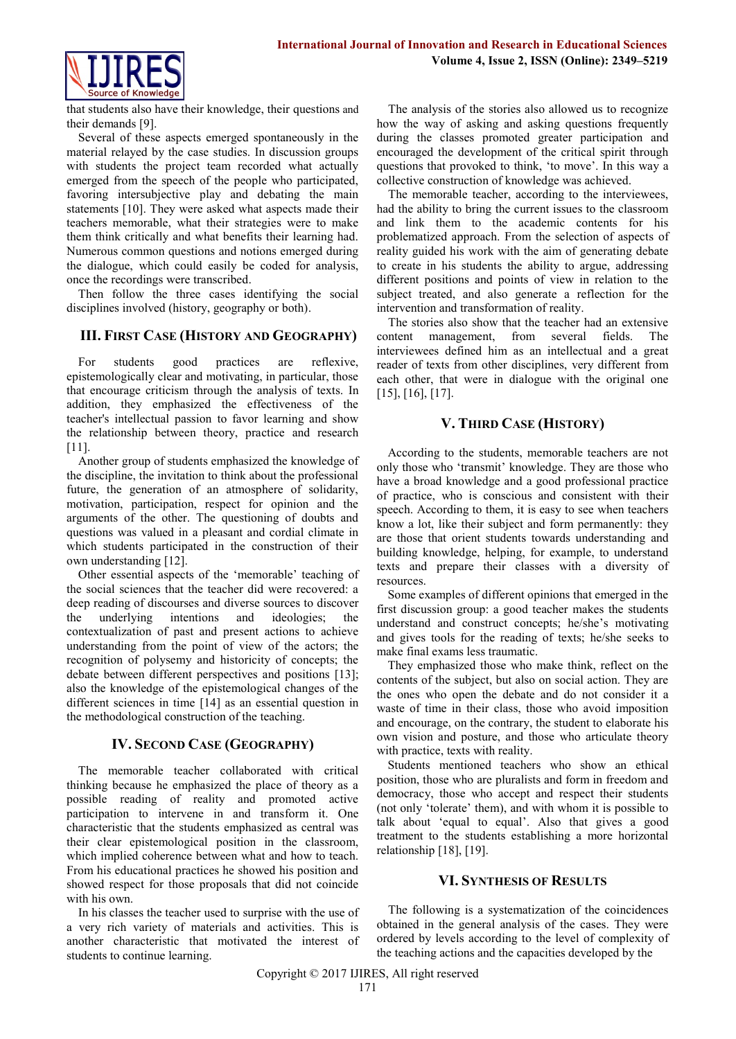that students also have their knowledge, their questions and their demands [9].

Several of these aspects emerged spontaneously in the material relayed by the case studies. In discussion groups with students the project team recorded what actually emerged from the speech of the people who participated, favoring intersubjective play and debating the main statements [10]. They were asked what aspects made their teachers memorable, what their strategies were to make them think critically and what benefits their learning had. Numerous common questions and notions emerged during the dialogue, which could easily be coded for analysis, once the recordings were transcribed.

Then follow the three cases identifying the social disciplines involved (history, geography or both).

## III. First Case (History and Geography)

For students good practices are reflexive, epistemologically clear and motivating, in particular, those that encourage criticism through the analysis of texts. In addition, they emphasized the effectiveness of the teacher's intellectual passion to favor learning and show the relationship between theory, practice and research [11].

Another group of students emphasized the knowledge of the discipline, the invitation to think about the professional future, the generation of an atmosphere of solidarity, motivation, participation, respect for opinion and the arguments of the other. The questioning of doubts and questions was valued in a pleasant and cordial climate in which students participated in the construction of their own understanding [12].

Other essential aspects of the 'memorable' teaching of the social sciences that the teacher did were recovered: a deep reading of discourses and diverse sources to discover the underlying intentions and ideologies; the contextualization of past and present actions to achieve understanding from the point of view of the actors; the recognition of polysemy and historicity of concepts; the debate between different perspectives and positions [13]; also the knowledge of the epistemological changes of the different sciences in time [14] as an essential question in the methodological construction of the teaching.

## IV. Second Case (Geography)

The memorable teacher collaborated with critical thinking because he emphasized the place of theory as a possible reading of reality and promoted active participation to intervene in and transform it. One characteristic that the students emphasized as central was their clear epistemological position in the classroom, which implied coherence between what and how to teach. From his educational practices he showed his position and showed respect for those proposals that did not coincide with his own.

In his classes the teacher used to surprise with the use of a very rich variety of materials and activities. This is another characteristic that motivated the interest of students to continue learning.

The analysis of the stories also allowed us to recognize how the way of asking and asking questions frequently during the classes promoted greater participation and encouraged the development of the critical spirit through questions that provoked to think, 'to move'. In this way a collective construction of knowledge was achieved.

The memorable teacher, according to the interviewees, had the ability to bring the current issues to the classroom and link them to the academic contents for his problematized approach. From the selection of aspects of reality guided his work with the aim of generating debate to create in his students the ability to argue, addressing different positions and points of view in relation to the subject treated, and also generate a reflection for the intervention and transformation of reality.

The stories also show that the teacher had an extensive content management, from several fields. The interviewees defined him as an intellectual and a great reader of texts from other disciplines, very different from each other, that were in dialogue with the original one [15], [16], [17].

## V. Third Case (History)

According to the students, memorable teachers are not only those who 'transmit' knowledge. They are those who have a broad knowledge and a good professional practice of practice, who is conscious and consistent with their speech. According to them, it is easy to see when teachers know a lot, like their subject and form permanently: they are those that orient students towards understanding and building knowledge, helping, for example, to understand texts and prepare their classes with a diversity of resources.

Some examples of different opinions that emerged in the first discussion group: a good teacher makes the students understand and construct concepts; he/she's motivating and gives tools for the reading of texts; he/she seeks to make final exams less traumatic.

They emphasized those who make think, reflect on the contents of the subject, but also on social action. They are the ones who open the debate and do not consider it a waste of time in their class, those who avoid imposition and encourage, on the contrary, the student to elaborate his own vision and posture, and those who articulate theory with practice, texts with reality.

Students mentioned teachers who show an ethical position, those who are pluralists and form in freedom and democracy, those who accept and respect their students (not only 'tolerate' them), and with whom it is possible to talk about 'equal to equal'. Also that gives a good treatment to the students establishing a more horizontal relationship [18], [19].

## VI. Synthesis of Results

The following is a systematization of the coincidences obtained in the general analysis of the cases. They were ordered by levels according to the level of complexity of the teaching actions and the capacities developed by the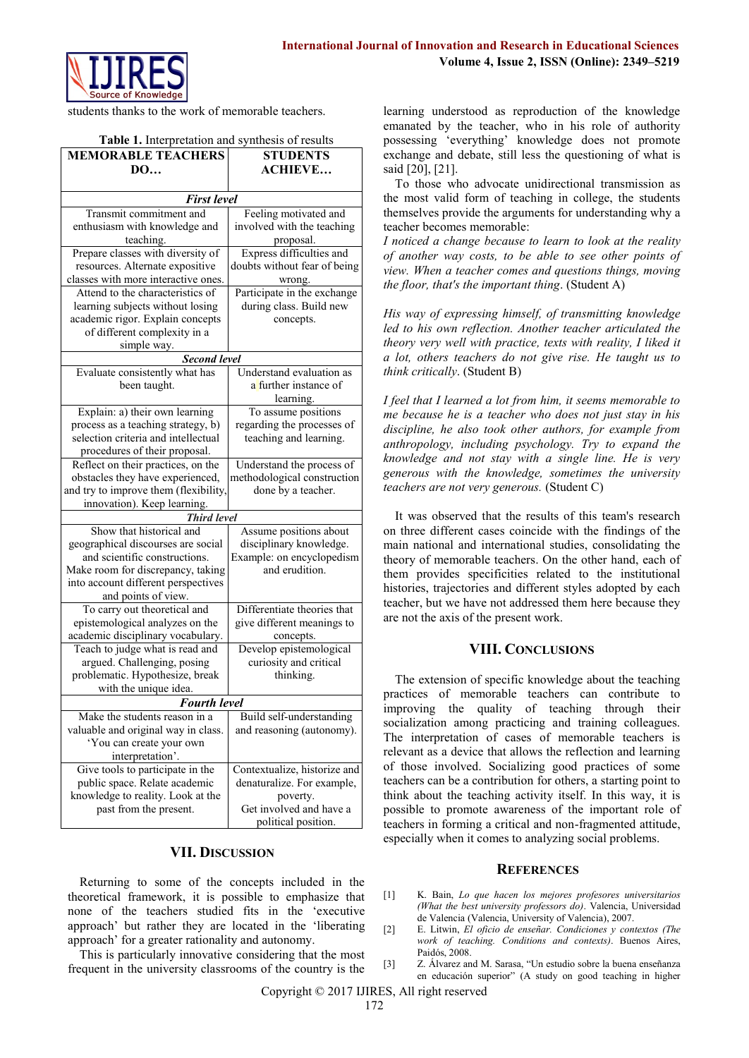students thanks to the work of memorable teachers.

**Table 1.** Interpretation and synthesis of results

| MEMORABLE TEACHERS DO… | STUDENTS ACHIEVE… |
|---|---|
| ***First level*** | |
| Transmit commitment and enthusiasm with knowledge and teaching. | Feeling motivated and involved with the teaching proposal. |
| Prepare classes with diversity of resources. Alternate expositive classes with more interactive ones. | Express difficulties and doubts without fear of being wrong. |
| Attend to the characteristics of learning subjects without losing academic rigor. Explain concepts of different complexity in a simple way. | Participate in the exchange during class. Build new concepts. |
| ***Second level*** | |
| Evaluate consistently what has been taught. | Understand evaluation as a further instance of learning. |
| Explain: a) their own learning process as a teaching strategy, b) selection criteria and intellectual procedures of their proposal. | To assume positions regarding the processes of teaching and learning. |
| Reflect on their practices, on the obstacles they have experienced, and try to improve them (flexibility, innovation). Keep learning. | Understand the process of methodological construction done by a teacher. |
| ***Third level*** | |
| Show that historical and geographical discourses are social and scientific constructions. Make room for discrepancy, taking into account different perspectives and points of view. | Assume positions about disciplinary knowledge. Example: on encyclopedism and erudition. |
| To carry out theoretical and epistemological analyzes on the academic disciplinary vocabulary. | Differentiate theories that give different meanings to concepts. |
| Teach to judge what is read and argued. Challenging, posing problematic. Hypothesize, break with the unique idea. | Develop epistemological curiosity and critical thinking. |
| ***Fourth level*** | |
| Make the students reason in a valuable and original way in class. 'You can create your own interpretation'. | Build self-understanding and reasoning (autonomy). |
| Give tools to participate in the public space. Relate academic knowledge to reality. Look at the past from the present. | Contextualize, historize and denaturalize. For example, poverty. Get involved and have a political position. |

## VII. Discussion

Returning to some of the concepts included in the theoretical framework, it is possible to emphasize that none of the teachers studied fits in the 'executive approach' but rather they are located in the 'liberating approach' for a greater rationality and autonomy.

This is particularly innovative considering that the most frequent in the university classrooms of the country is the learning understood as reproduction of the knowledge emanated by the teacher, who in his role of authority possessing 'everything' knowledge does not promote exchange and debate, still less the questioning of what is said [20], [21].

To those who advocate unidirectional transmission as the most valid form of teaching in college, the students themselves provide the arguments for understanding why a teacher becomes memorable:

*I noticed a change because to learn to look at the reality of another way costs, to be able to see other points of view. When a teacher comes and questions things, moving the floor, that's the important thing*. (Student A)

*His way of expressing himself, of transmitting knowledge led to his own reflection. Another teacher articulated the theory very well with practice, texts with reality, I liked it a lot, others teachers do not give rise. He taught us to think critically*. (Student B)

*I feel that I learned a lot from him, it seems memorable to me because he is a teacher who does not just stay in his discipline, he also took other authors, for example from anthropology, including psychology. Try to expand the knowledge and not stay with a single line. He is very generous with the knowledge, sometimes the university teachers are not very generous.* (Student C)

It was observed that the results of this team's research on three different cases coincide with the findings of the main national and international studies, consolidating the theory of memorable teachers. On the other hand, each of them provides specificities related to the institutional histories, trajectories and different styles adopted by each teacher, but we have not addressed them here because they are not the axis of the present work.

## VIII. Conclusions

The extension of specific knowledge about the teaching practices of memorable teachers can contribute to improving the quality of teaching through their socialization among practicing and training colleagues. The interpretation of cases of memorable teachers is relevant as a device that allows the reflection and learning of those involved. Socializing good practices of some teachers can be a contribution for others, a starting point to think about the teaching activity itself. In this way, it is possible to promote awareness of the important role of teachers in forming a critical and non-fragmented attitude, especially when it comes to analyzing social problems.

## References

[1] K. Bain, *Lo que hacen los mejores profesores universitarios (What the best university professors do)*. Valencia, Universidad de Valencia (Valencia, University of Valencia), 2007.

[2] E. Litwin, *El oficio de enseñar. Condiciones y contextos (The work of teaching. Conditions and contexts)*. Buenos Aires, Paidós, 2008.

[3] Z. Álvarez and M. Sarasa, "Un estudio sobre la buena enseñanza en educación superior" (A study on good teaching in higher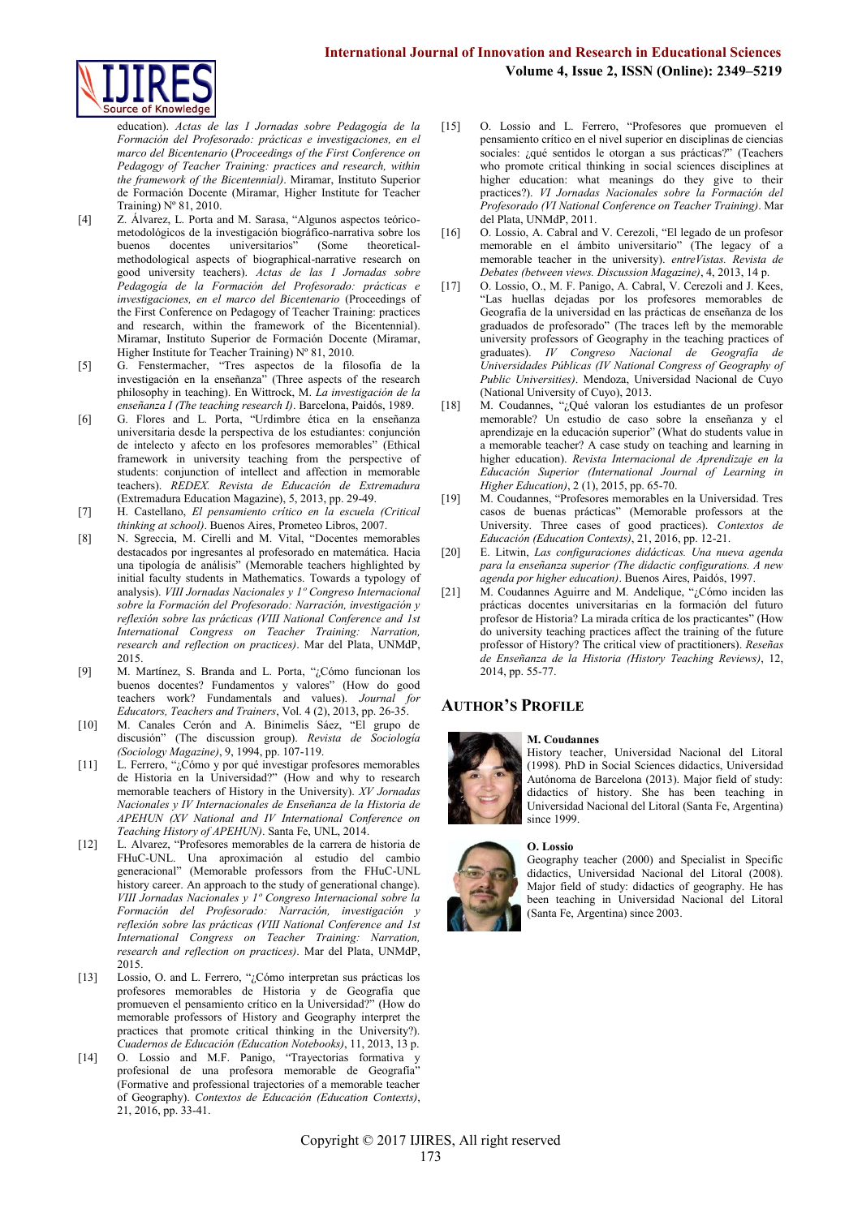education). *Actas de las I Jornadas sobre Pedagogía de la Formación del Profesorado: prácticas e investigaciones, en el marco del Bicentenario* (*Proceedings of the First Conference on Pedagogy of Teacher Training: practices and research, within the framework of the Bicentennial)*. Miramar, Instituto Superior de Formación Docente (Miramar, Higher Institute for Teacher Training) Nº 81, 2010.

[4] Z. Álvarez, L. Porta and M. Sarasa, "Algunos aspectos teórico-metodológicos de la investigación biográfico-narrativa sobre los buenos docentes universitarios" (Some theoretical-methodological aspects of biographical-narrative research on good university teachers). *Actas de las I Jornadas sobre Pedagogía de la Formación del Profesorado: prácticas e investigaciones, en el marco del Bicentenario* (Proceedings of the First Conference on Pedagogy of Teacher Training: practices and research, within the framework of the Bicentennial). Miramar, Instituto Superior de Formación Docente (Miramar, Higher Institute for Teacher Training) Nº 81, 2010.

[5] G. Fenstermacher, "Tres aspectos de la filosofía de la investigación en la enseñanza" (Three aspects of the research philosophy in teaching). En Wittrock, M. *La investigación de la enseñanza I (The teaching research I)*. Barcelona, Paidós, 1989.

[6] G. Flores and L. Porta, "Urdimbre ética en la enseñanza universitaria desde la perspectiva de los estudiantes: conjunción de intelecto y afecto en los profesores memorables" (Ethical framework in university teaching from the perspective of students: conjunction of intellect and affection in memorable teachers). *REDEX. Revista de Educación de Extremadura* (Extremadura Education Magazine), 5, 2013, pp. 29-49.

[7] H. Castellano, *El pensamiento crítico en la escuela (Critical thinking at school)*. Buenos Aires, Prometeo Libros, 2007.

[8] N. Sgreccia, M. Cirelli and M. Vital, "Docentes memorables destacados por ingresantes al profesorado en matemática. Hacia una tipología de análisis" (Memorable teachers highlighted by initial faculty students in Mathematics. Towards a typology of analysis). *VIII Jornadas Nacionales y 1º Congreso Internacional sobre la Formación del Profesorado: Narración, investigación y reflexión sobre las prácticas (VIII National Conference and 1st International Congress on Teacher Training: Narration, research and reflection on practices)*. Mar del Plata, UNMdP, 2015.

[9] M. Martínez, S. Branda and L. Porta, "¿Cómo funcionan los buenos docentes? Fundamentos y valores" (How do good teachers work? Fundamentals and values). *Journal for Educators, Teachers and Trainers*, Vol. 4 (2), 2013, pp. 26-35.

[10] M. Canales Cerón and A. Binimelis Sáez, "El grupo de discusión" (The discussion group). *Revista de Sociología (Sociology Magazine)*, 9, 1994, pp. 107-119.

[11] L. Ferrero, "¿Cómo y por qué investigar profesores memorables de Historia en la Universidad?" (How and why to research memorable teachers of History in the University). *XV Jornadas Nacionales y IV Internacionales de Enseñanza de la Historia de APEHUN (XV National and IV International Conference on Teaching History of APEHUN)*. Santa Fe, UNL, 2014.

[12] L. Alvarez, "Profesores memorables de la carrera de historia de FHuC-UNL. Una aproximación al estudio del cambio generacional" (Memorable professors from the FHuC-UNL history career. An approach to the study of generational change). *VIII Jornadas Nacionales y 1º Congreso Internacional sobre la Formación del Profesorado: Narración, investigación y reflexión sobre las prácticas (VIII National Conference and 1st International Congress on Teacher Training: Narration, research and reflection on practices)*. Mar del Plata, UNMdP, 2015.

[13] Lossio, O. and L. Ferrero, "¿Cómo interpretan sus prácticas los profesores memorables de Historia y de Geografía que promueven el pensamiento crítico en la Universidad?" (How do memorable professors of History and Geography interpret the practices that promote critical thinking in the University?). *Cuadernos de Educación (Education Notebooks)*, 11, 2013, 13 p.

[14] O. Lossio and M.F. Panigo, "Trayectorias formativa y profesional de una profesora memorable de Geografía" (Formative and professional trajectories of a memorable teacher of Geography). *Contextos de Educación (Education Contexts)*, 21, 2016, pp. 33-41.

[15] O. Lossio and L. Ferrero, "Profesores que promueven el pensamiento crítico en el nivel superior en disciplinas de ciencias sociales: ¿qué sentidos le otorgan a sus prácticas?" (Teachers who promote critical thinking in social sciences disciplines at higher education: what meanings do they give to their practices?). *VI Jornadas Nacionales sobre la Formación del Profesorado (VI National Conference on Teacher Training)*. Mar del Plata, UNMdP, 2011.

[16] O. Lossio, A. Cabral and V. Cerezoli, "El legado de un profesor memorable en el ámbito universitario" (The legacy of a memorable teacher in the university). *entreVistas. Revista de Debates (between views. Discussion Magazine)*, 4, 2013, 14 p.

[17] O. Lossio, O., M. F. Panigo, A. Cabral, V. Cerezoli and J. Kees, "Las huellas dejadas por los profesores memorables de Geografía de la universidad en las prácticas de enseñanza de los graduados de profesorado" (The traces left by the memorable university professors of Geography in the teaching practices of graduates). *IV Congreso Nacional de Geografía de Universidades Públicas (IV National Congress of Geography of Public Universities)*. Mendoza, Universidad Nacional de Cuyo (National University of Cuyo), 2013.

[18] M. Coudannes, "¿Qué valoran los estudiantes de un profesor memorable? Un estudio de caso sobre la enseñanza y el aprendizaje en la educación superior" (What do students value in a memorable teacher? A case study on teaching and learning in higher education). *Revista Internacional de Aprendizaje en la Educación Superior (International Journal of Learning in Higher Education)*, 2 (1), 2015, pp. 65-70.

[19] M. Coudannes, "Profesores memorables en la Universidad. Tres casos de buenas prácticas" (Memorable professors at the University. Three cases of good practices). *Contextos de Educación (Education Contexts)*, 21, 2016, pp. 12-21.

[20] E. Litwin, *Las configuraciones didácticas. Una nueva agenda para la enseñanza superior (The didactic configurations. A new agenda por higher education)*. Buenos Aires, Paidós, 1997.

[21] M. Coudannes Aguirre and M. Andelique, "¿Cómo inciden las prácticas docentes universitarias en la formación del futuro profesor de Historia? La mirada crítica de los practicantes" (How do university teaching practices affect the training of the future professor of History? The critical view of practitioners). *Reseñas de Enseñanza de la Historia (History Teaching Reviews)*, 12, 2014, pp. 55-77.

## Author's Profile

**M. Coudannes**
History teacher, Universidad Nacional del Litoral (1998). PhD in Social Sciences didactics, Universidad Autónoma de Barcelona (2013). Major field of study: didactics of history. She has been teaching in Universidad Nacional del Litoral (Santa Fe, Argentina) since 1999.

**O. Lossio**
Geography teacher (2000) and Specialist in Specific didactics, Universidad Nacional del Litoral (2008). Major field of study: didactics of geography. He has been teaching in Universidad Nacional del Litoral (Santa Fe, Argentina) since 2003.